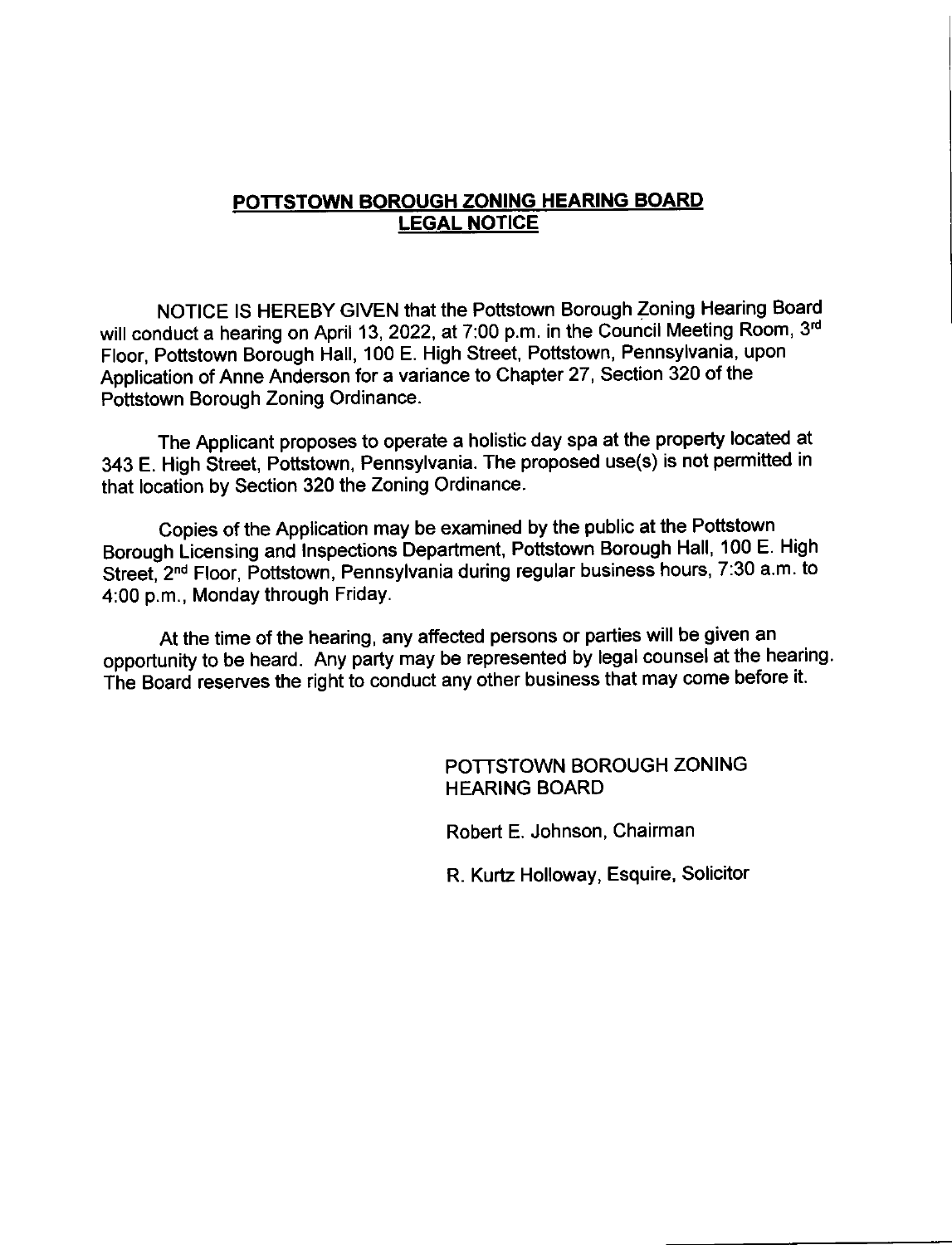## POTTSTOWN BOROUGH ZONING HEARING BOARD
## LEGAL NOTICE

NOTICE IS HEREBY GIVEN that the Pottstown Borough Zoning Hearing Board will conduct a hearing on April 13, 2022, at 7:00 p.m. in the Council Meeting Room, 3rd Floor, Pottstown Borough Hall, 100 E. High Street, Pottstown, Pennsylvania, upon Application of Anne Anderson for a variance to Chapter 27, Section 320 of the Pottstown Borough Zoning Ordinance.

The Applicant proposes to operate a holistic day spa at the property located at 343 E. High Street, Pottstown, Pennsylvania. The proposed use(s) is not permitted in that location by Section 320 the Zoning Ordinance.

Copies of the Application may be examined by the public at the Pottstown Borough Licensing and Inspections Department, Pottstown Borough Hall, 100 E. High Street, 2nd Floor, Pottstown, Pennsylvania during regular business hours, 7:30 a.m. to 4:00 p.m., Monday through Friday.

At the time of the hearing, any affected persons or parties will be given an opportunity to be heard. Any party may be represented by legal counsel at the hearing. The Board reserves the right to conduct any other business that may come before it.

POTTSTOWN BOROUGH ZONING HEARING BOARD

Robert E. Johnson, Chairman

R. Kurtz Holloway, Esquire, Solicitor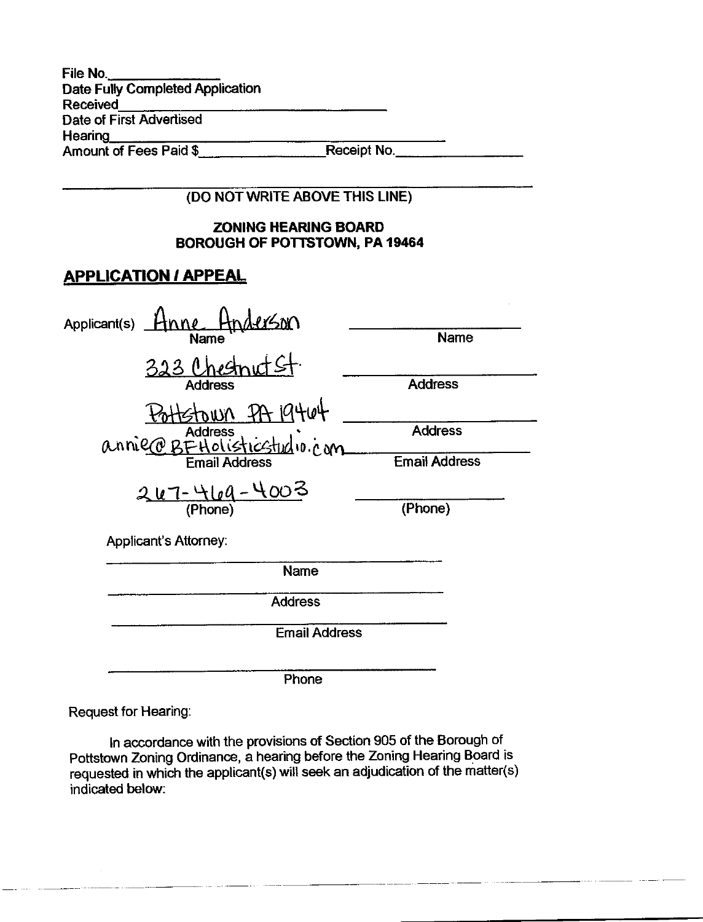File No.\_\_\_\_\_\_\_\_\_\_\_\_\_\_\_

Date Fully Completed Application Received\_\_\_\_\_\_\_\_\_\_\_\_\_\_\_\_\_\_\_\_\_\_\_\_\_\_\_\_\_\_\_

Date of First Advertised Hearing\_\_\_\_\_\_\_\_\_\_\_\_\_\_\_\_\_\_\_\_\_\_\_\_\_\_\_\_\_\_\_\_\_\_\_\_\_\_\_

Amount of Fees Paid $\_\_\_\_\_\_\_\_\_\_\_\_\_\_\_\_ Receipt No.\_\_\_\_\_\_\_\_\_\_\_\_\_\_\_\_

(DO NOT WRITE ABOVE THIS LINE)

**ZONING HEARING BOARD**
**BOROUGH OF POTTSTOWN, PA 19464**

## APPLICATION / APPEAL

| Applicant(s) | | |
|---|---|---|
| Name | Anne Anderson | |
| Address | 323 Chestnut St. | |
| Address | Pottstown PA 19464 | |
| Email Address | annie@BFHolisticstudio.com | |
| (Phone) | 267-469-4003 | |

Applicant's Attorney:

Name: \_\_\_\_\_\_\_\_\_\_\_\_\_\_\_\_\_\_\_\_\_\_\_\_\_\_\_\_\_\_

Address: \_\_\_\_\_\_\_\_\_\_\_\_\_\_\_\_\_\_\_\_\_\_\_\_\_\_\_\_\_\_

Email Address: \_\_\_\_\_\_\_\_\_\_\_\_\_\_\_\_\_\_\_\_\_\_\_\_\_\_\_\_\_\_

Phone: \_\_\_\_\_\_\_\_\_\_\_\_\_\_\_\_\_\_\_\_\_\_\_\_\_\_\_\_\_\_

Request for Hearing:

In accordance with the provisions of Section 905 of the Borough of Pottstown Zoning Ordinance, a hearing before the Zoning Hearing Board is requested in which the applicant(s) will seek an adjudication of the matter(s) indicated below: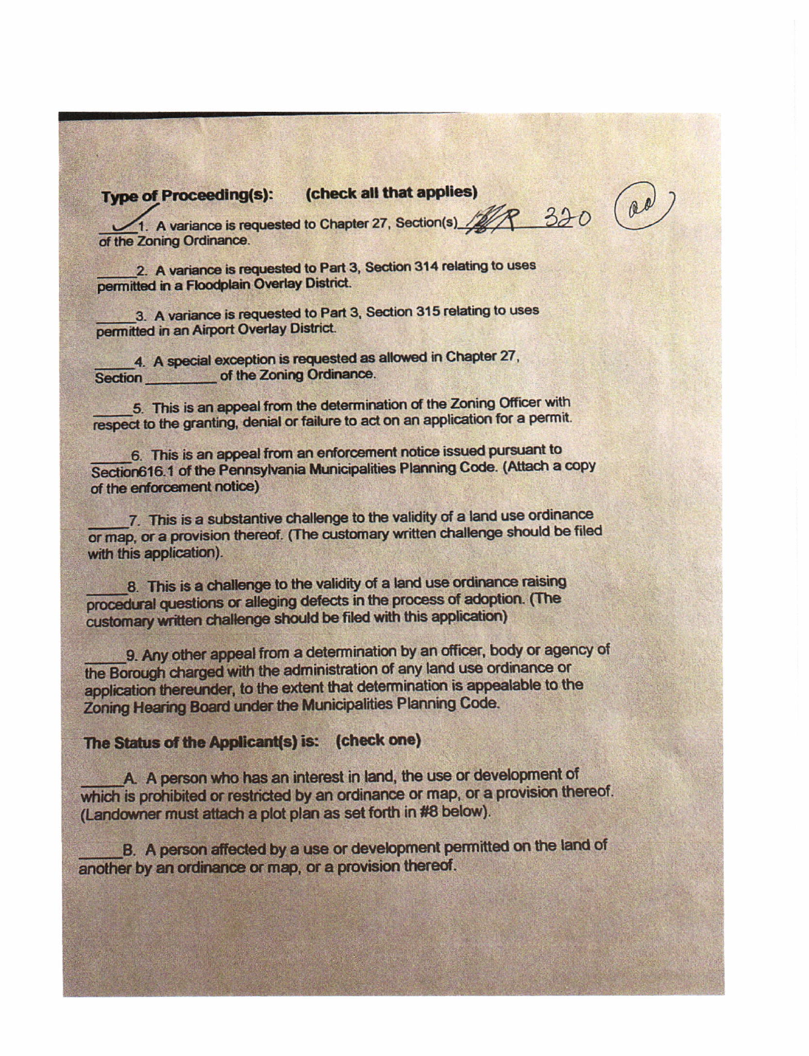**Type of Proceeding(s): (check all that applies)**

__✓__ 1. A variance is requested to Chapter 27, Section(s) 18/R 320 of the Zoning Ordinance. (aa)

_____ 2. A variance is requested to Part 3, Section 314 relating to uses permitted in a Floodplain Overlay District.

_____ 3. A variance is requested to Part 3, Section 315 relating to uses permitted in an Airport Overlay District.

_____ 4. A special exception is requested as allowed in Chapter 27, Section _________ of the Zoning Ordinance.

_____ 5. This is an appeal from the determination of the Zoning Officer with respect to the granting, denial or failure to act on an application for a permit.

_____ 6. This is an appeal from an enforcement notice issued pursuant to Section616.1 of the Pennsylvania Municipalities Planning Code. (Attach a copy of the enforcement notice)

_____ 7. This is a substantive challenge to the validity of a land use ordinance or map, or a provision thereof. (The customary written challenge should be filed with this application).

_____ 8. This is a challenge to the validity of a land use ordinance raising procedural questions or alleging defects in the process of adoption. (The customary written challenge should be filed with this application)

_____ 9. Any other appeal from a determination by an officer, body or agency of the Borough charged with the administration of any land use ordinance or application thereunder, to the extent that determination is appealable to the Zoning Hearing Board under the Municipalities Planning Code.

**The Status of the Applicant(s) is: (check one)**

_____ A. A person who has an interest in land, the use or development of which is prohibited or restricted by an ordinance or map, or a provision thereof. (Landowner must attach a plot plan as set forth in #8 below).

_____ B. A person affected by a use or development permitted on the land of another by an ordinance or map, or a provision thereof.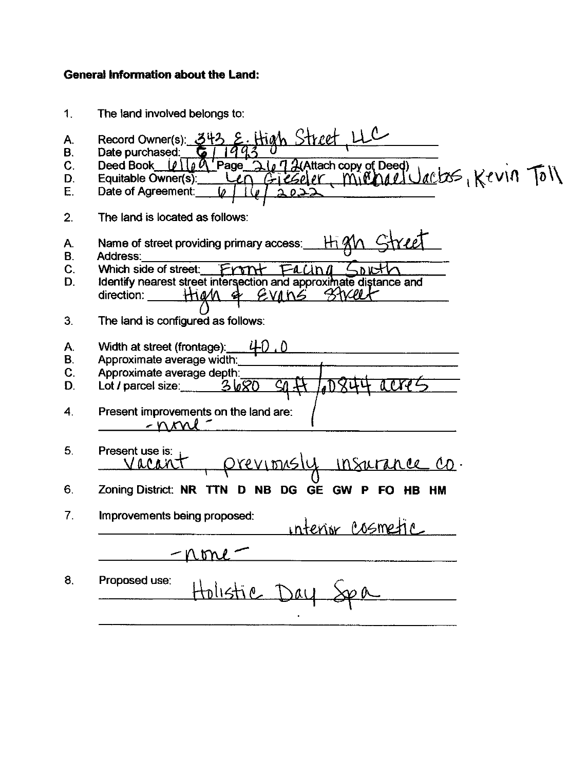**General Information about the Land:**

1. The land involved belongs to:

A. Record Owner(s): 343 E. High Street, LLC
B. Date purchased: 6 / 1993
C. Deed Book 6169 Page 2672 (Attach copy of Deed)
D. Equitable Owner(s): Len Giesler, Michael Jacobs, Kevin Toll
E. Date of Agreement: 6 / 16 / 2022

2. The land is located as follows:

A. Name of street providing primary access: High Street
B. Address:
C. Which side of street: Front Facing South
D. Identify nearest street intersection and approximate distance and direction: High & Evans Street

3. The land is configured as follows:

A. Width at street (frontage): 40.0
B. Approximate average width:
C. Approximate average depth:
D. Lot / parcel size: 3680 sq ft / .0844 acres

4. Present improvements on the land are:
-none-

5. Present use is:
Vacant, previously insurance co.

6. Zoning District: **NR TTN D NB DG GE GW P FO HB HM**

7. Improvements being proposed:
interior cosmetic
-none-

8. Proposed use:
Holistic Day Spa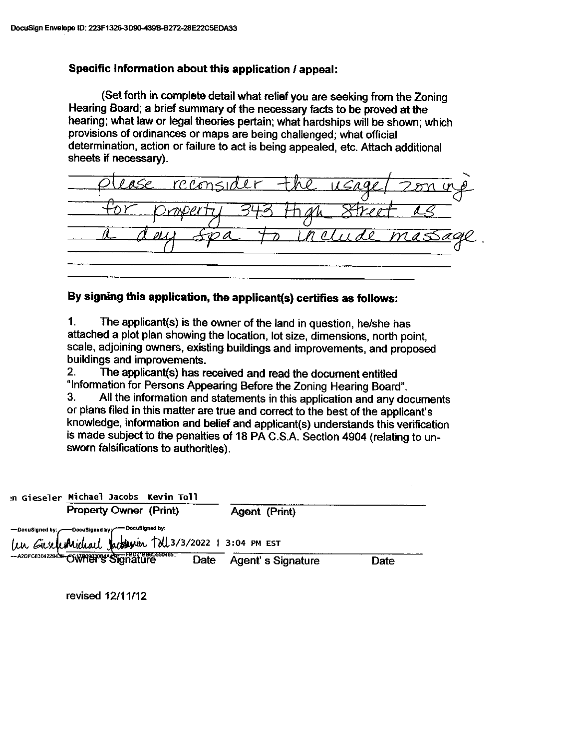DocuSign Envelope ID: 223F1326-3D90-439B-B272-28E22C5EDA33

**Specific Information about this application / appeal:**

(Set forth in complete detail what relief you are seeking from the Zoning Hearing Board; a brief summary of the necessary facts to be proved at the hearing; what law or legal theories pertain; what hardships will be shown; which provisions of ordinances or maps are being challenged; what official determination, action or failure to act is being appealed, etc. Attach additional sheets if necessary).

please reconsider the usage/zoning for property 343 High Street as a day Spa to include massage.

**By signing this application, the applicant(s) certifies as follows:**

1. The applicant(s) is the owner of the land in question, he/she has attached a plot plan showing the location, lot size, dimensions, north point, scale, adjoining owners, existing buildings and improvements, and proposed buildings and improvements.
2. The applicant(s) has received and read the document entitled "Information for Persons Appearing Before the Zoning Hearing Board".
3. All the information and statements in this application and any documents or plans filed in this matter are true and correct to the best of the applicant's knowledge, information and belief and applicant(s) understands this verification is made subject to the penalties of 18 PA C.S.A. Section 4904 (relating to unsworn falsifications to authorities).

| | |
|---|---|
| ...n Gieseler Michael Jacobs Kevin Toll | |
| Property Owner (Print) | Agent (Print) |
| DocuSigned by: DocuSigned by: DocuSigned by: ...n Gieseler Michael Jacobs Kevin Toll 3/3/2022 \| 3:04 PM EST | |
| Owner's Signature Date | Agent' s Signature Date |

revised 12/11/12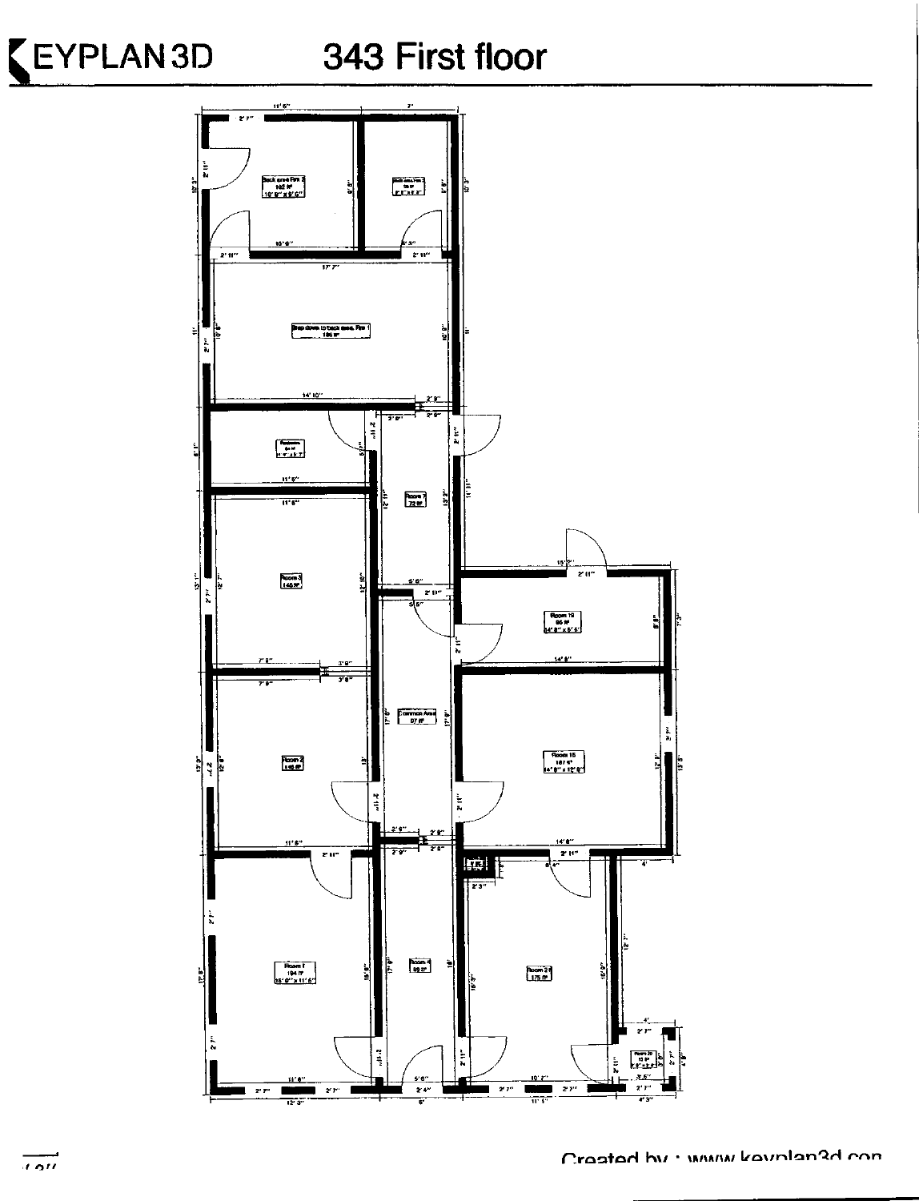# KEYPLAN 3D 343 First floor

Back area Rm 2
102 ft²
10' 9" x 9' 6"

Step down to back area, Rm 1
186 ft²

Room 7
72 ft²

Room 3
145 ft²

Room 19
95 ft²
14' 8" x 6' 5"

Common Area
97 ft²

Room 2
145 ft²

Room 15
187 ft²
14' 8" x 12' 9"

Room 1
194 ft²
16' 9" x 11' 6"

Room 4
99 ft²

Room 24
175 ft²

Created by : www.keyplan3d.com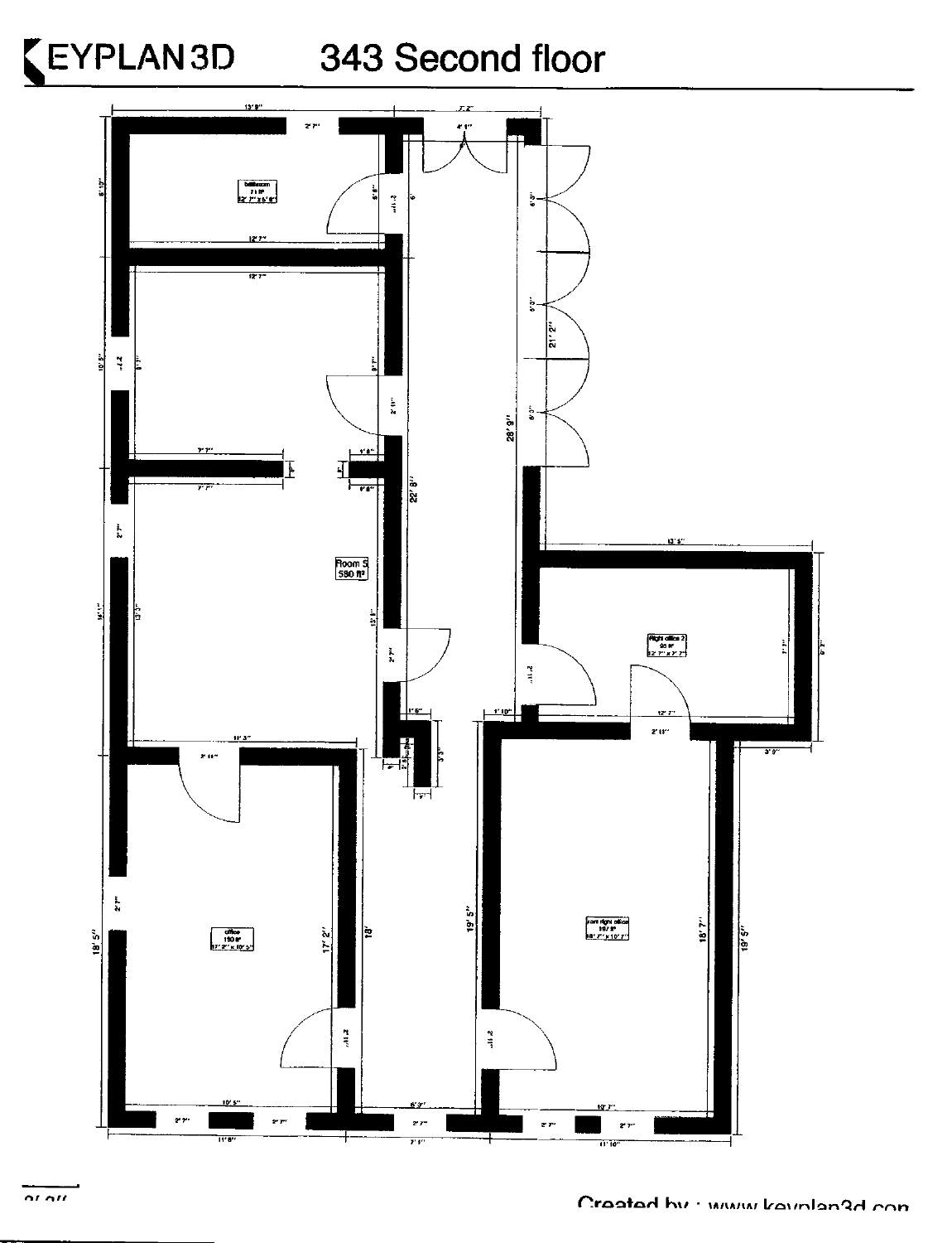# KEYPLAN 3D 343 Second floor

Room 5
580 ft²

Created by : www.keyplan3d.com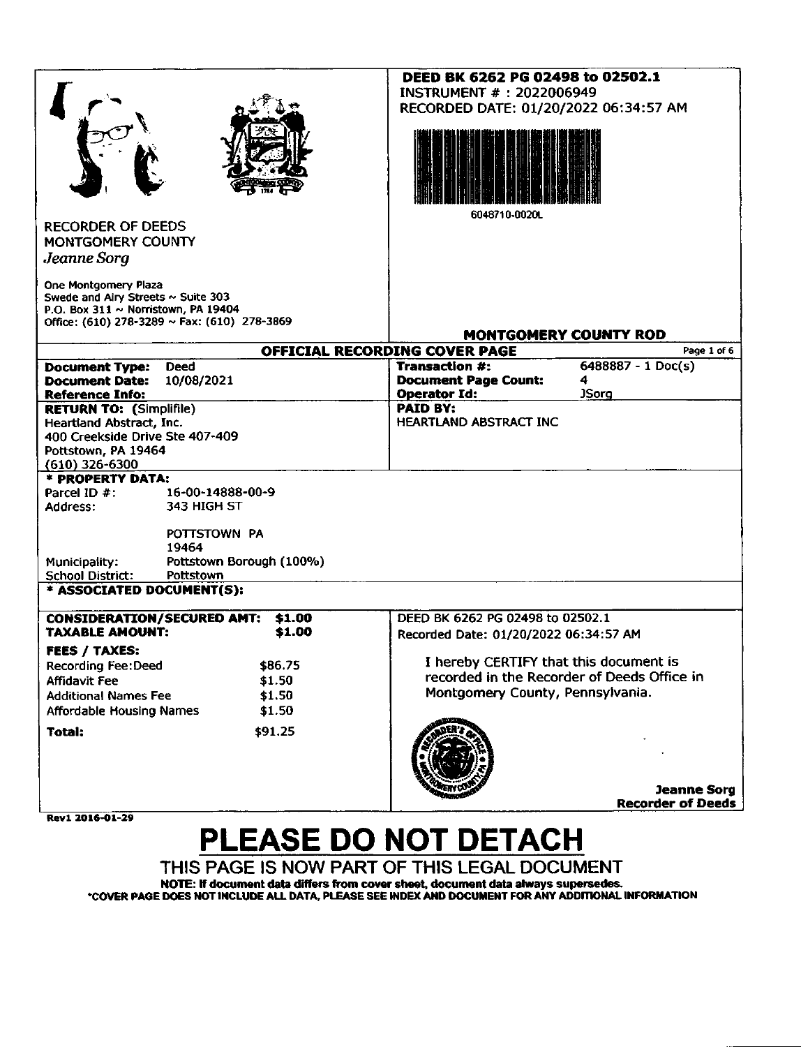**DEED BK 6262 PG 02498 to 02502.1**
INSTRUMENT # : 2022006949
RECORDED DATE: 01/20/2022 06:34:57 AM

6048710-0020L

RECORDER OF DEEDS
MONTGOMERY COUNTY
*Jeanne Sorg*

One Montgomery Plaza
Swede and Airy Streets ~ Suite 303
P.O. Box 311 ~ Norristown, PA 19404
Office: (610) 278-3289 ~ Fax: (610) 278-3869

**MONTGOMERY COUNTY ROD**

**OFFICIAL RECORDING COVER PAGE** Page 1 of 6

| | |
|---|---|
| **Document Type:** Deed | **Transaction #:** 6488887 - 1 Doc(s) |
| **Document Date:** 10/08/2021 | **Document Page Count:** 4 |
| **Reference Info:** | **Operator Id:** JSorg |
| **RETURN TO:** (Simplifile)<br>Heartland Abstract, Inc.<br>400 Creekside Drive Ste 407-409<br>Pottstown, PA 19464<br>(610) 326-6300 | **PAID BY:**<br>HEARTLAND ABSTRACT INC |

**\* PROPERTY DATA:**

Parcel ID #: 16-00-14888-00-9
Address: 343 HIGH ST

POTTSTOWN PA
19464

Municipality: Pottstown Borough (100%)
School District: Pottstown

**\* ASSOCIATED DOCUMENT(S):**

| | |
|---|---|
| **CONSIDERATION/SECURED AMT:** | **$1.00** |
| **TAXABLE AMOUNT:** | **$1.00** |
| **FEES / TAXES:** | |
| Recording Fee:Deed | $86.75 |
| Affidavit Fee | $1.50 |
| Additional Names Fee | $1.50 |
| Affordable Housing Names | $1.50 |
| **Total:** | $91.25 |

DEED BK 6262 PG 02498 to 02502.1
Recorded Date: 01/20/2022 06:34:57 AM

I hereby CERTIFY that this document is recorded in the Recorder of Deeds Office in Montgomery County, Pennsylvania.

**Jeanne Sorg**
**Recorder of Deeds**

Rev1 2016-01-29

# PLEASE DO NOT DETACH

THIS PAGE IS NOW PART OF THIS LEGAL DOCUMENT

**NOTE: If document data differs from cover sheet, document data always supersedes.**
**\*COVER PAGE DOES NOT INCLUDE ALL DATA, PLEASE SEE INDEX AND DOCUMENT FOR ANY ADDITIONAL INFORMATION**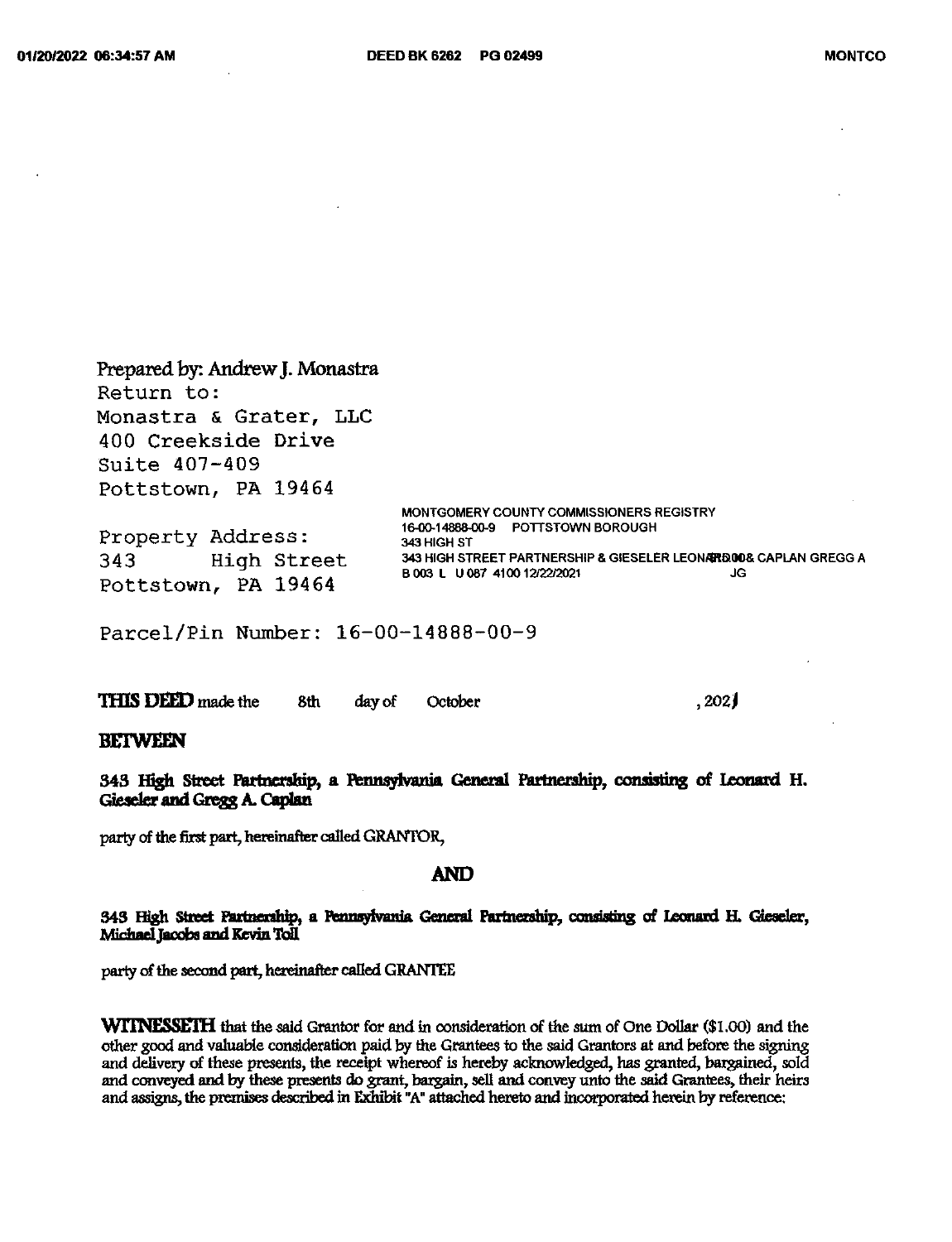Prepared by: Andrew J. Monastra
Return to:
Monastra & Grater, LLC
400 Creekside Drive
Suite 407-409
Pottstown, PA 19464

MONTGOMERY COUNTY COMMISSIONERS REGISTRY
16-00-14888-00-9 POTTSTOWN BOROUGH
343 HIGH ST
343 HIGH STREET PARTNERSHIP & GIESELER LEONARD $0.00 & CAPLAN GREGG A
B 003 L U 087 4100 12/22/2021 JG

Property Address:
343 High Street
Pottstown, PA 19464

Parcel/Pin Number: 16-00-14888-00-9

**THIS DEED** made the 8th day of October , 2021

**BETWEEN**

**343 High Street Partnership, a Pennsylvania General Partnership, consisting of Leonard H. Gieseler and Gregg A. Caplan**

party of the first part, hereinafter called GRANTOR,

**AND**

**343 High Street Partnership, a Pennsylvania General Partnership, consisting of Leonard H. Gieseler, Michael Jacobs and Kevin Toll**

party of the second part, hereinafter called GRANTEE

**WITNESSETH** that the said Grantor for and in consideration of the sum of One Dollar ($1.00) and the other good and valuable consideration paid by the Grantees to the said Grantors at and before the signing and delivery of these presents, the receipt whereof is hereby acknowledged, has granted, bargained, sold and conveyed and by these presents do grant, bargain, sell and convey unto the said Grantees, their heirs and assigns, the premises described in Exhibit "A" attached hereto and incorporated herein by reference: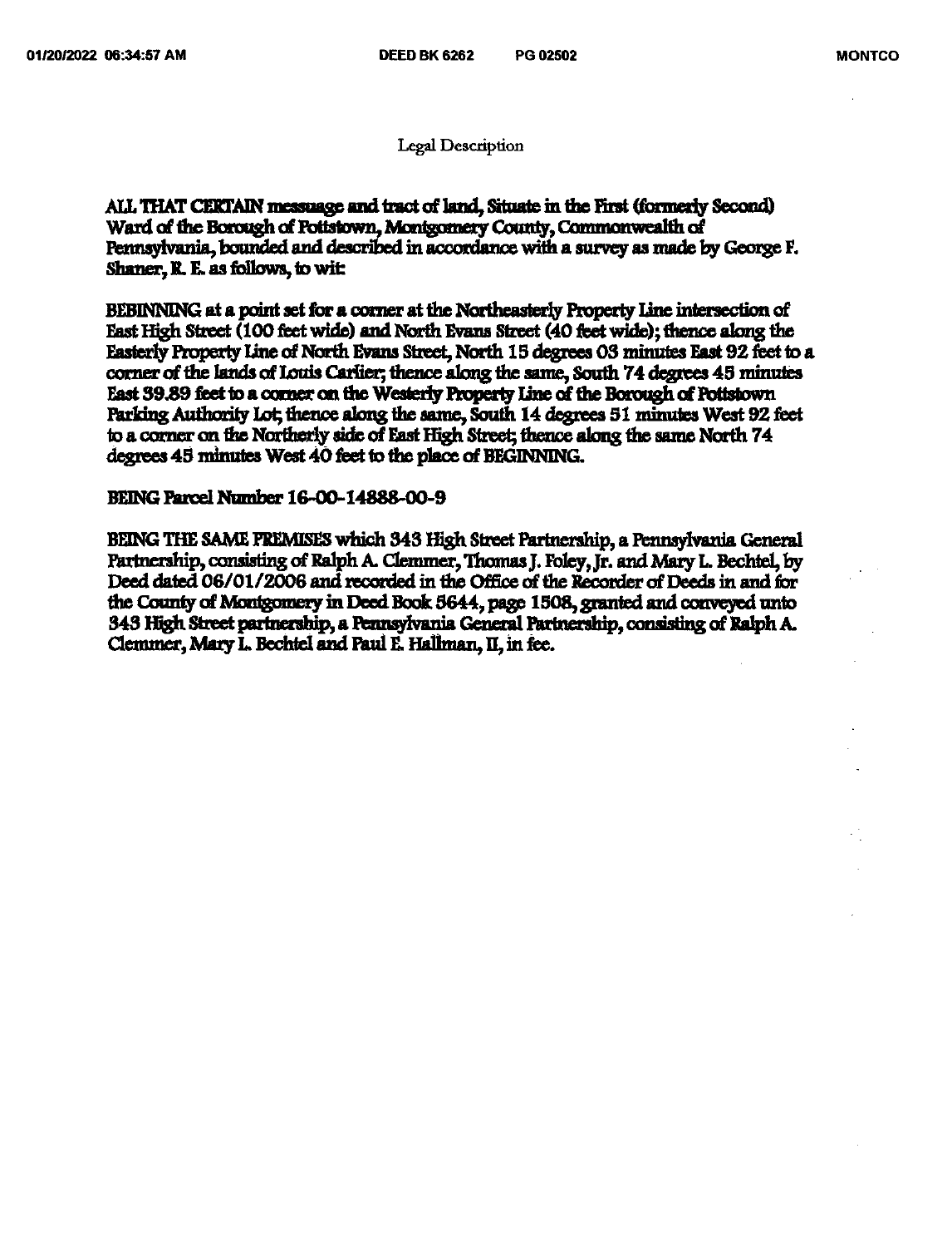Legal Description

ALL THAT CERTAIN messuage and tract of land, Situate in the First (formerly Second) Ward of the Borough of Pottstown, Montgomery County, Commonwealth of Pennsylvania, bounded and described in accordance with a survey as made by George F. Shaner, R. E. as follows, to wit:

BEBINNING at a point set for a corner at the Northeasterly Property Line intersection of East High Street (100 feet wide) and North Evans Street (40 feet wide); thence along the Easterly Property Line of North Evans Street, North 15 degrees 03 minutes East 92 feet to a corner of the lands of Louis Carlier; thence along the same, South 74 degrees 45 minutes East 39.89 feet to a corner on the Westerly Property Line of the Borough of Pottstown Parking Authority Lot; thence along the same, South 14 degrees 51 minutes West 92 feet to a corner on the Northerly side of East High Street; thence along the same North 74 degrees 45 minutes West 40 feet to the place of BEGINNING.

BEING Parcel Number 16-00-14888-00-9

BEING THE SAME PREMISES which 343 High Street Partnership, a Pennsylvania General Partnership, consisting of Ralph A. Clemmer, Thomas J. Foley, Jr. and Mary L. Bechtel, by Deed dated 06/01/2006 and recorded in the Office of the Recorder of Deeds in and for the County of Montgomery in Deed Book 5644, page 1508, granted and conveyed unto 343 High Street partnership, a Pennsylvania General Partnership, consisting of Ralph A. Clemmer, Mary L. Bechtel and Paul E. Hallman, II, in fee.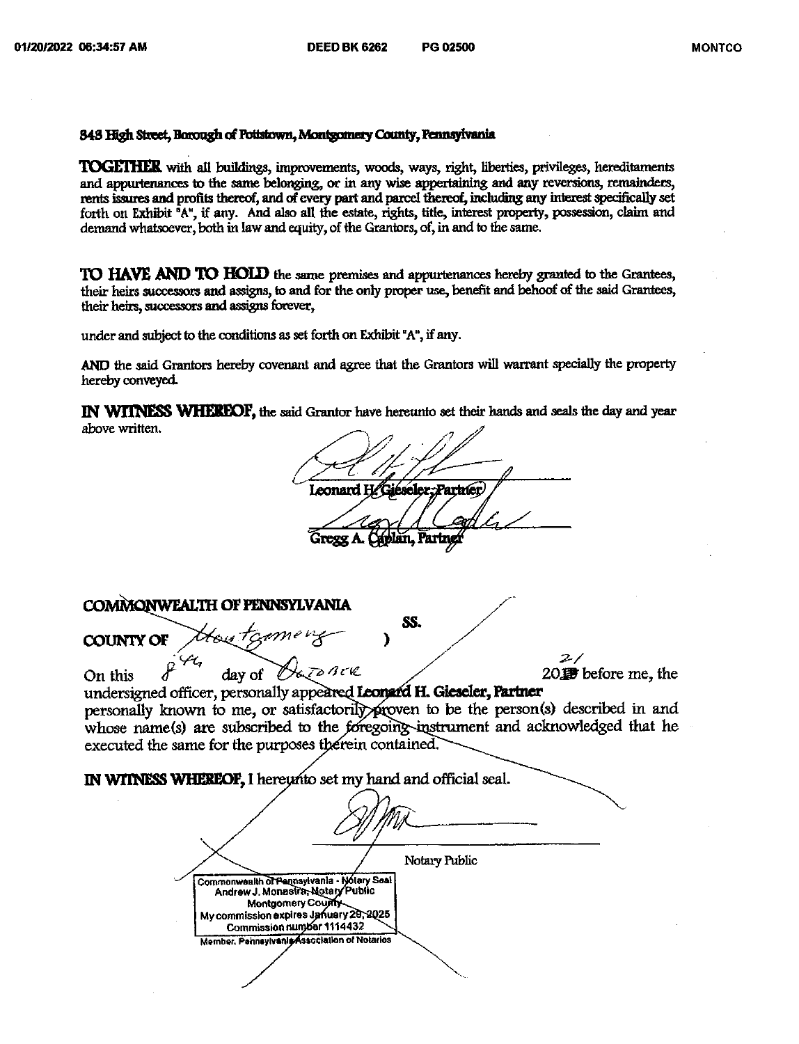**843 High Street, Borough of Pottstown, Montgomery County, Pennsylvania**

**TOGETHER** with all buildings, improvements, woods, ways, right, liberties, privileges, hereditaments and appurtenances to the same belonging, or in any wise appertaining and any reversions, remainders, rents issures and profits thereof, and of every part and parcel thereof, including any interest specifically set forth on Exhibit "A", if any. And also all the estate, rights, title, interest property, possession, claim and demand whatsoever, both in law and equity, of the Grantors, of, in and to the same.

**TO HAVE AND TO HOLD** the same premises and appurtenances hereby granted to the Grantees, their heirs successors and assigns, to and for the only proper use, benefit and behoof of the said Grantees, their heirs, successors and assigns forever,

under and subject to the conditions as set forth on Exhibit "A", if any.

**AND** the said Grantors hereby covenant and agree that the Grantors will warrant specially the property hereby conveyed.

**IN WITNESS WHEREOF,** the said Grantor have hereunto set their hands and seals the day and year above written.

Leonard H. Giesseler, Partner

Gregg A. Caplan, Partner

**COMMONWEALTH OF PENNSYLVANIA**

**COUNTY OF** Montgomery ) **SS.**

On this 8th day of October 2021 before me, the undersigned officer, personally appeared **Leonard H. Giesseler, Partner** personally known to me, or satisfactorily proven to be the person(s) described in and whose name(s) are subscribed to the foregoing instrument and acknowledged that he executed the same for the purposes therein contained.

**IN WITNESS WHEREOF,** I hereunto set my hand and official seal.

Notary Public

Commonwealth of Pennsylvania - Notary Seal
Andrew J. Monastra, Notary Public
Montgomery County
My commission expires January 29, 2025
Commission number 1114432
Member, Pennsylvania Association of Notaries